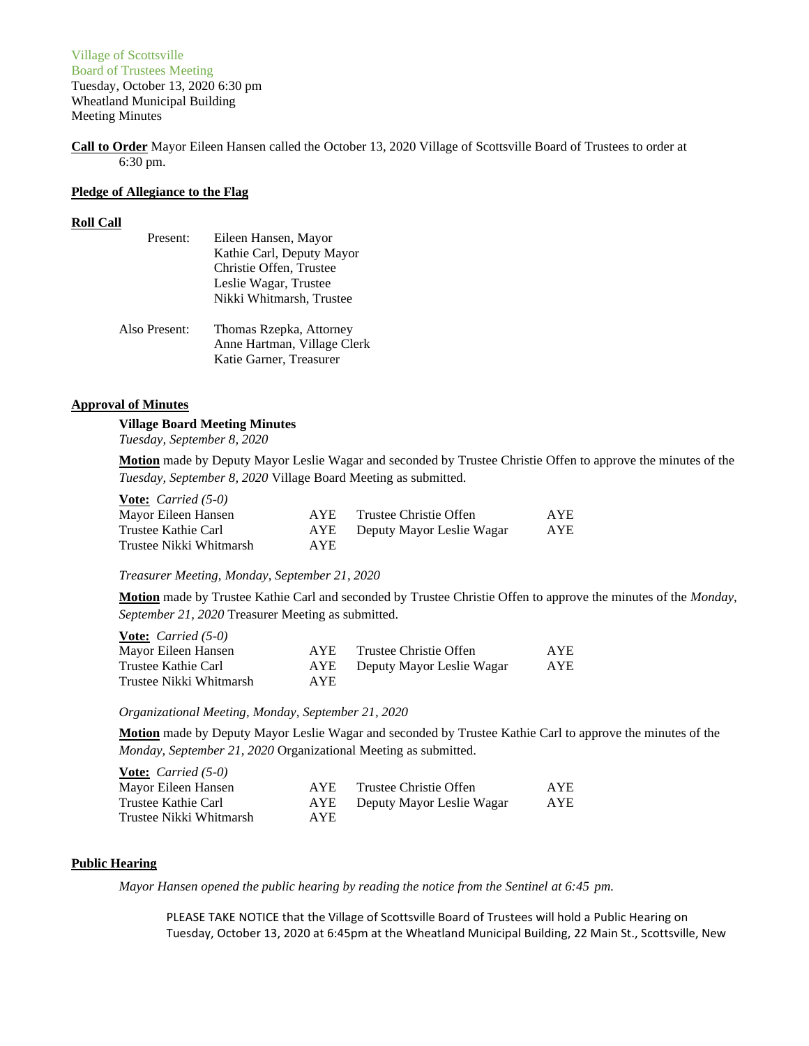Village of Scottsville
Board of Trustees Meeting
Tuesday, October 13, 2020 6:30 pm
Wheatland Municipal Building
Meeting Minutes

**Call to Order** Mayor Eileen Hansen called the October 13, 2020 Village of Scottsville Board of Trustees to order at 6:30 pm.

**Pledge of Allegiance to the Flag**

**Roll Call**

Present: Eileen Hansen, Mayor
Kathie Carl, Deputy Mayor
Christie Offen, Trustee
Leslie Wagar, Trustee
Nikki Whitmarsh, Trustee

Also Present: Thomas Rzepka, Attorney
Anne Hartman, Village Clerk
Katie Garner, Treasurer

**Approval of Minutes**

**Village Board Meeting Minutes**
*Tuesday, September 8, 2020*

**Motion** made by Deputy Mayor Leslie Wagar and seconded by Trustee Christie Offen to approve the minutes of the *Tuesday, September 8, 2020* Village Board Meeting as submitted.

**Vote:** *Carried (5-0)*

| | | | |
|---|---|---|---|
| Mayor Eileen Hansen | AYE | Trustee Christie Offen | AYE |
| Trustee Kathie Carl | AYE | Deputy Mayor Leslie Wagar | AYE |
| Trustee Nikki Whitmarsh | AYE | | |

*Treasurer Meeting, Monday, September 21, 2020*

**Motion** made by Trustee Kathie Carl and seconded by Trustee Christie Offen to approve the minutes of the *Monday, September 21, 2020* Treasurer Meeting as submitted.

**Vote:** *Carried (5-0)*

| | | | |
|---|---|---|---|
| Mayor Eileen Hansen | AYE | Trustee Christie Offen | AYE |
| Trustee Kathie Carl | AYE | Deputy Mayor Leslie Wagar | AYE |
| Trustee Nikki Whitmarsh | AYE | | |

*Organizational Meeting, Monday, September 21, 2020*

**Motion** made by Deputy Mayor Leslie Wagar and seconded by Trustee Kathie Carl to approve the minutes of the *Monday, September 21, 2020* Organizational Meeting as submitted.

**Vote:** *Carried (5-0)*

| | | | |
|---|---|---|---|
| Mayor Eileen Hansen | AYE | Trustee Christie Offen | AYE |
| Trustee Kathie Carl | AYE | Deputy Mayor Leslie Wagar | AYE |
| Trustee Nikki Whitmarsh | AYE | | |

**Public Hearing**

*Mayor Hansen opened the public hearing by reading the notice from the Sentinel at 6:45 pm.*

PLEASE TAKE NOTICE that the Village of Scottsville Board of Trustees will hold a Public Hearing on Tuesday, October 13, 2020 at 6:45pm at the Wheatland Municipal Building, 22 Main St., Scottsville, New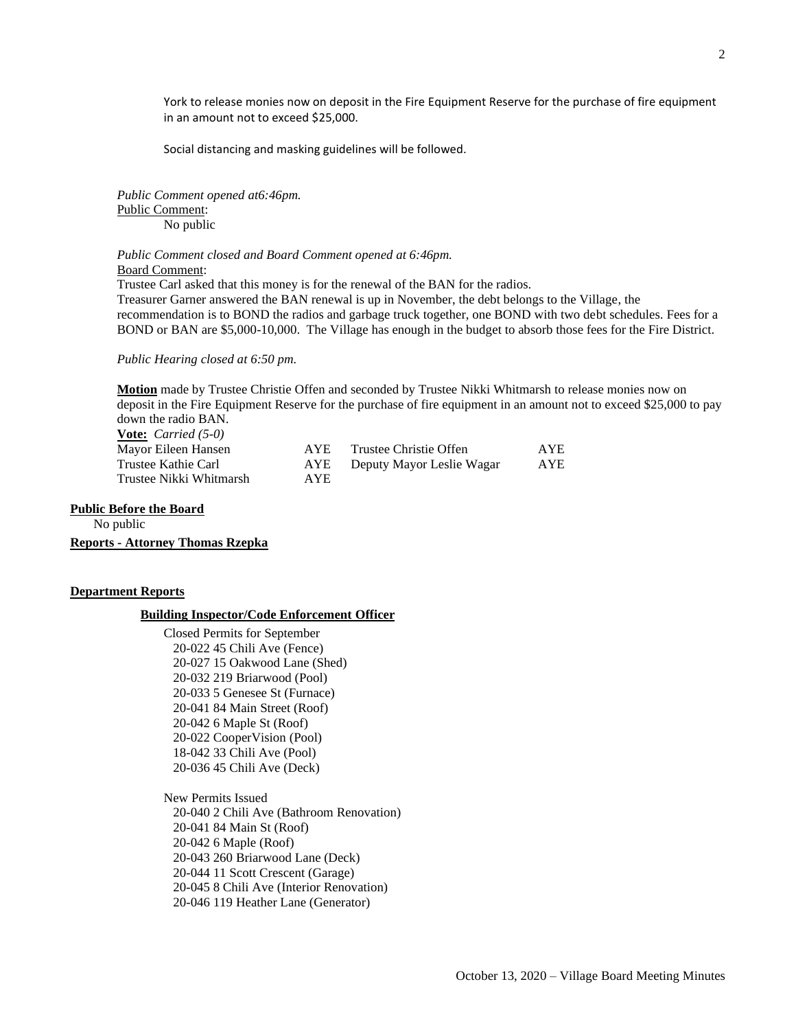York to release monies now on deposit in the Fire Equipment Reserve for the purchase of fire equipment in an amount not to exceed $25,000.

Social distancing and masking guidelines will be followed.

*Public Comment opened at6:46pm.*

Public Comment:

No public

*Public Comment closed and Board Comment opened at 6:46pm.*

Board Comment:

Trustee Carl asked that this money is for the renewal of the BAN for the radios.

Treasurer Garner answered the BAN renewal is up in November, the debt belongs to the Village, the recommendation is to BOND the radios and garbage truck together, one BOND with two debt schedules. Fees for a BOND or BAN are $5,000-10,000. The Village has enough in the budget to absorb those fees for the Fire District.

*Public Hearing closed at 6:50 pm.*

**Motion** made by Trustee Christie Offen and seconded by Trustee Nikki Whitmarsh to release monies now on deposit in the Fire Equipment Reserve for the purchase of fire equipment in an amount not to exceed $25,000 to pay down the radio BAN.

**Vote:** *Carried (5-0)*

| | | | |
|---|---|---|---|
| Mayor Eileen Hansen | AYE | Trustee Christie Offen | AYE |
| Trustee Kathie Carl | AYE | Deputy Mayor Leslie Wagar | AYE |
| Trustee Nikki Whitmarsh | AYE | | |

**Public Before the Board**

No public

**Reports - Attorney Thomas Rzepka**

**Department Reports**

**Building Inspector/Code Enforcement Officer**

Closed Permits for September
- 20-022 45 Chili Ave (Fence)
- 20-027 15 Oakwood Lane (Shed)
- 20-032 219 Briarwood (Pool)
- 20-033 5 Genesee St (Furnace)
- 20-041 84 Main Street (Roof)
- 20-042 6 Maple St (Roof)
- 20-022 CooperVision (Pool)
- 18-042 33 Chili Ave (Pool)
- 20-036 45 Chili Ave (Deck)

New Permits Issued
- 20-040 2 Chili Ave (Bathroom Renovation)
- 20-041 84 Main St (Roof)
- 20-042 6 Maple (Roof)
- 20-043 260 Briarwood Lane (Deck)
- 20-044 11 Scott Crescent (Garage)
- 20-045 8 Chili Ave (Interior Renovation)
- 20-046 119 Heather Lane (Generator)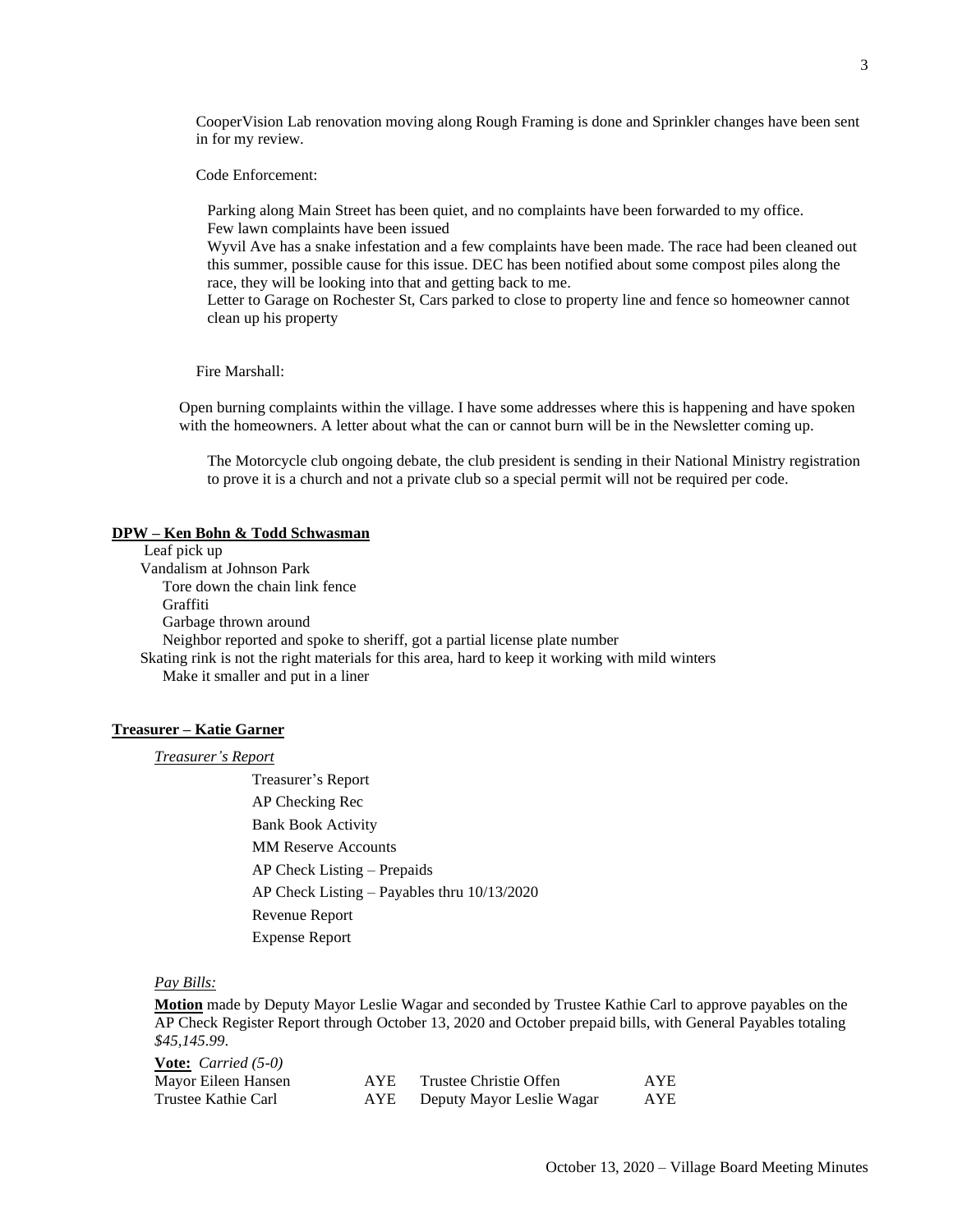CooperVision Lab renovation moving along Rough Framing is done and Sprinkler changes have been sent in for my review.

Code Enforcement:

Parking along Main Street has been quiet, and no complaints have been forwarded to my office.
Few lawn complaints have been issued
Wyvil Ave has a snake infestation and a few complaints have been made. The race had been cleaned out this summer, possible cause for this issue. DEC has been notified about some compost piles along the race, they will be looking into that and getting back to me.
Letter to Garage on Rochester St, Cars parked to close to property line and fence so homeowner cannot clean up his property

Fire Marshall:

Open burning complaints within the village. I have some addresses where this is happening and have spoken with the homeowners. A letter about what the can or cannot burn will be in the Newsletter coming up.

The Motorcycle club ongoing debate, the club president is sending in their National Ministry registration to prove it is a church and not a private club so a special permit will not be required per code.

## DPW – Ken Bohn & Todd Schwasman

Leaf pick up
Vandalism at Johnson Park
- Tore down the chain link fence
- Graffiti
- Garbage thrown around
- Neighbor reported and spoke to sheriff, got a partial license plate number

Skating rink is not the right materials for this area, hard to keep it working with mild winters
- Make it smaller and put in a liner

## Treasurer – Katie Garner

*Treasurer's Report*

- Treasurer's Report
- AP Checking Rec
- Bank Book Activity
- MM Reserve Accounts
- AP Check Listing – Prepaids
- AP Check Listing – Payables thru 10/13/2020
- Revenue Report
- Expense Report

*Pay Bills:*

**Motion** made by Deputy Mayor Leslie Wagar and seconded by Trustee Kathie Carl to approve payables on the AP Check Register Report through October 13, 2020 and October prepaid bills, with General Payables totaling *$45,145.99*.

**Vote:** *Carried (5-0)*

| | | | |
|---|---|---|---|
| Mayor Eileen Hansen | AYE | Trustee Christie Offen | AYE |
| Trustee Kathie Carl | AYE | Deputy Mayor Leslie Wagar | AYE |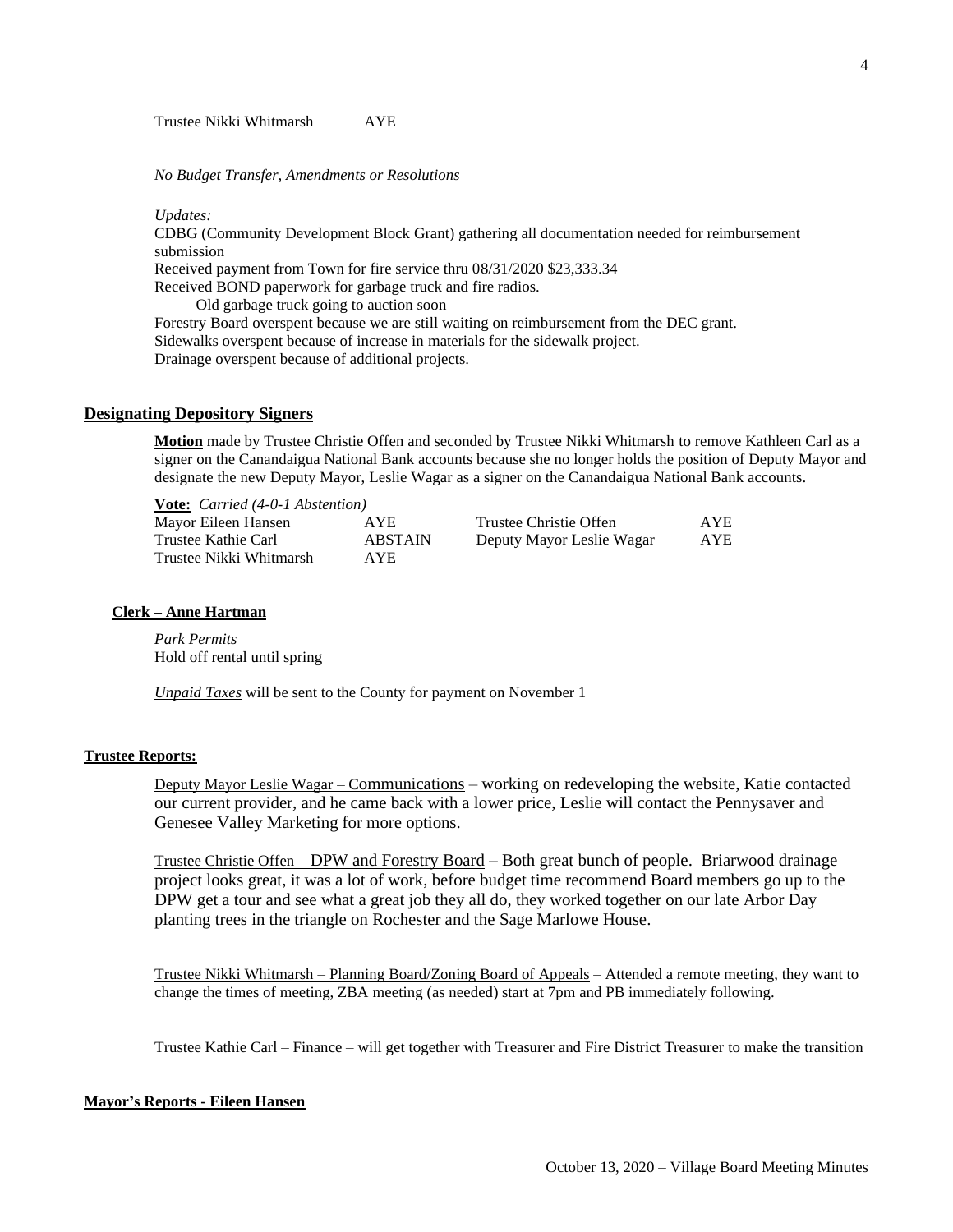Trustee Nikki Whitmarsh AYE

*No Budget Transfer, Amendments or Resolutions*

*Updates:*

CDBG (Community Development Block Grant) gathering all documentation needed for reimbursement submission

Received payment from Town for fire service thru 08/31/2020 $23,333.34

Received BOND paperwork for garbage truck and fire radios.

Old garbage truck going to auction soon

Forestry Board overspent because we are still waiting on reimbursement from the DEC grant.

Sidewalks overspent because of increase in materials for the sidewalk project.

Drainage overspent because of additional projects.

## Designating Depository Signers

**Motion** made by Trustee Christie Offen and seconded by Trustee Nikki Whitmarsh to remove Kathleen Carl as a signer on the Canandaigua National Bank accounts because she no longer holds the position of Deputy Mayor and designate the new Deputy Mayor, Leslie Wagar as a signer on the Canandaigua National Bank accounts.

**Vote:** *Carried (4-0-1 Abstention)*

| | | | |
|---|---|---|---|
| Mayor Eileen Hansen | AYE | Trustee Christie Offen | AYE |
| Trustee Kathie Carl | ABSTAIN | Deputy Mayor Leslie Wagar | AYE |
| Trustee Nikki Whitmarsh | AYE | | |

## Clerk – Anne Hartman

*Park Permits*

Hold off rental until spring

*Unpaid Taxes* will be sent to the County for payment on November 1

## Trustee Reports:

Deputy Mayor Leslie Wagar – Communications – working on redeveloping the website, Katie contacted our current provider, and he came back with a lower price, Leslie will contact the Pennysaver and Genesee Valley Marketing for more options.

Trustee Christie Offen – DPW and Forestry Board – Both great bunch of people. Briarwood drainage project looks great, it was a lot of work, before budget time recommend Board members go up to the DPW get a tour and see what a great job they all do, they worked together on our late Arbor Day planting trees in the triangle on Rochester and the Sage Marlowe House.

Trustee Nikki Whitmarsh – Planning Board/Zoning Board of Appeals – Attended a remote meeting, they want to change the times of meeting, ZBA meeting (as needed) start at 7pm and PB immediately following.

Trustee Kathie Carl – Finance – will get together with Treasurer and Fire District Treasurer to make the transition

## Mayor's Reports - Eileen Hansen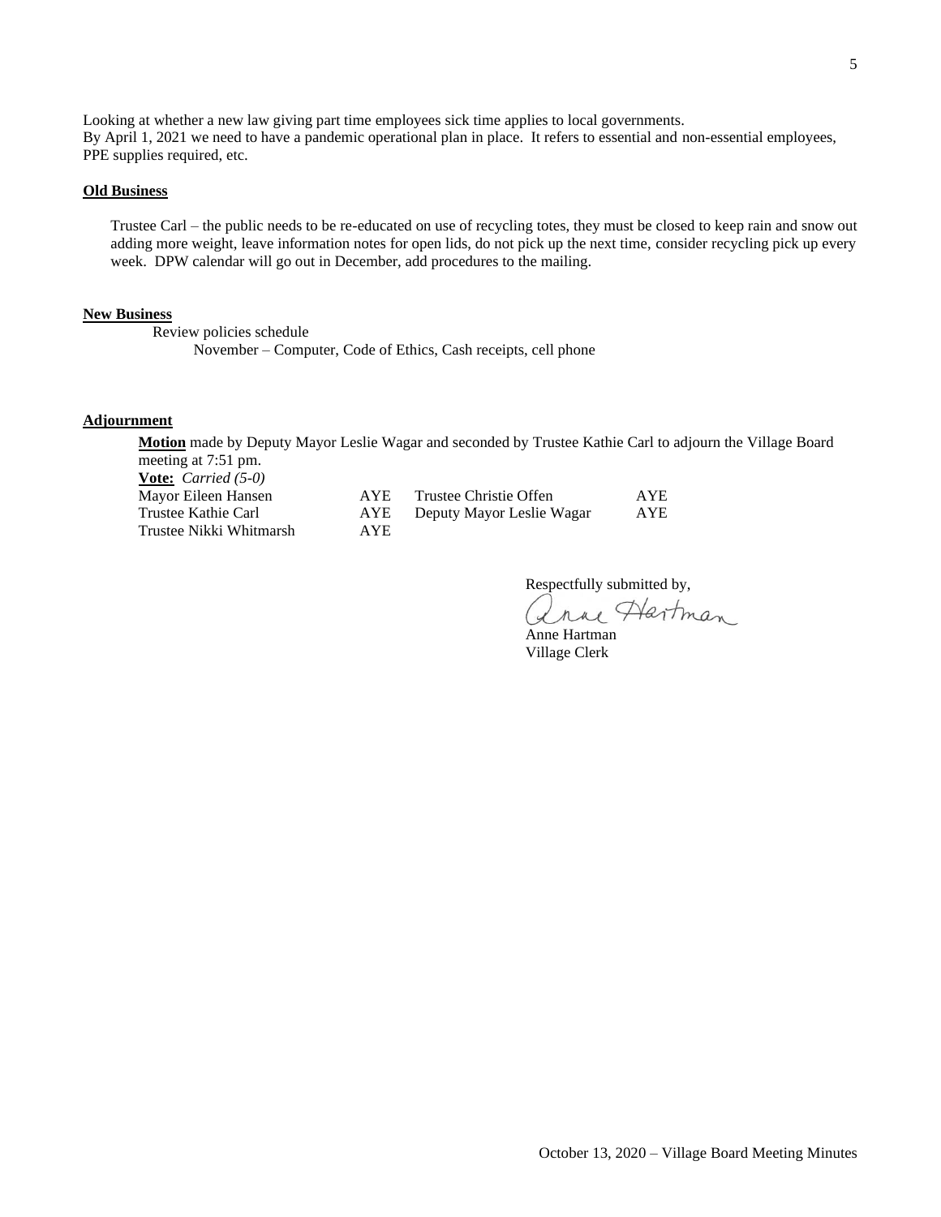Looking at whether a new law giving part time employees sick time applies to local governments.
By April 1, 2021 we need to have a pandemic operational plan in place. It refers to essential and non-essential employees, PPE supplies required, etc.

**Old Business**

Trustee Carl – the public needs to be re-educated on use of recycling totes, they must be closed to keep rain and snow out adding more weight, leave information notes for open lids, do not pick up the next time, consider recycling pick up every week. DPW calendar will go out in December, add procedures to the mailing.

**New Business**

Review policies schedule

November – Computer, Code of Ethics, Cash receipts, cell phone

**Adjournment**

**Motion** made by Deputy Mayor Leslie Wagar and seconded by Trustee Kathie Carl to adjourn the Village Board meeting at 7:51 pm.

**Vote:** *Carried (5-0)*

| | | | |
|---|---|---|---|
| Mayor Eileen Hansen | AYE | Trustee Christie Offen | AYE |
| Trustee Kathie Carl | AYE | Deputy Mayor Leslie Wagar | AYE |
| Trustee Nikki Whitmarsh | AYE | | |

Respectfully submitted by,

Anne Hartman
Anne Hartman
Village Clerk

October 13, 2020 – Village Board Meeting Minutes